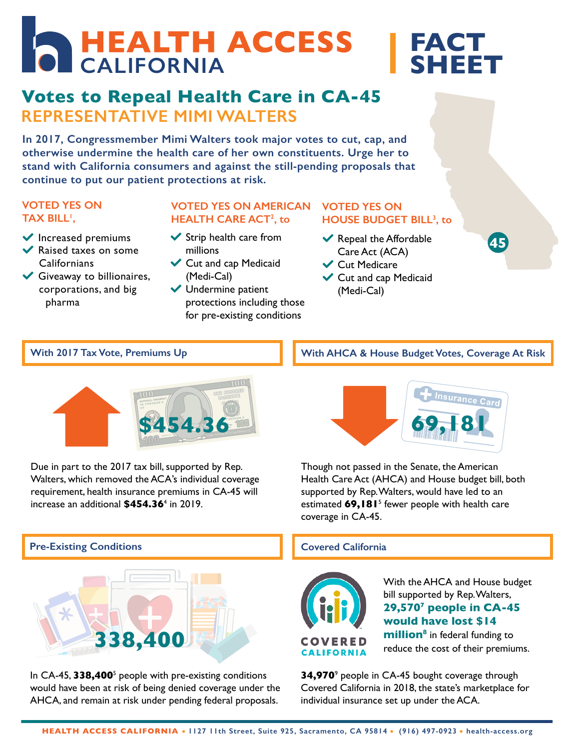# HEALTH ACCESS CALIFORNIA | FACT SHEET

## Votes to Repeal Health Care in CA-45

## REPRESENTATIVE MIMI WALTERS

**In 2017, Congressmember Mimi Walters took major votes to cut, cap, and otherwise undermine the health care of her own constituents. Urge her to stand with California consumers and against the still-pending proposals that continue to put our patient protections at risk.**

### VOTED YES ON TAX BILL[1],

- Increased premiums
- Raised taxes on some Californians
- Giveaway to billionaires, corporations, and big pharma

### VOTED YES ON AMERICAN HEALTH CARE ACT[2], to

- Strip health care from millions
- Cut and cap Medicaid (Medi-Cal)
- Undermine patient protections including those for pre-existing conditions

### VOTED YES ON HOUSE BUDGET BILL[3], to

- Repeal the Affordable Care Act (ACA)
- Cut Medicare
- Cut and cap Medicaid (Medi-Cal)

45

### With 2017 Tax Vote, Premiums Up

$454.36

Due in part to the 2017 tax bill, supported by Rep. Walters, which removed the ACA's individual coverage requirement, health insurance premiums in CA-45 will increase an additional **$454.36**[4] in 2019.

### With AHCA & House Budget Votes, Coverage At Risk

Insurance Card

69,181

Though not passed in the Senate, the American Health Care Act (AHCA) and House budget bill, both supported by Rep. Walters, would have led to an estimated **69,181**[5] fewer people with health care coverage in CA-45.

### Pre-Existing Conditions

338,400

In CA-45, **338,400**[5] people with pre-existing conditions would have been at risk of being denied coverage under the AHCA, and remain at risk under pending federal proposals.

### Covered California

COVERED CALIFORNIA

With the AHCA and House budget bill supported by Rep. Walters, **29,570[7] people in CA-45 would have lost $14 million[8]** in federal funding to reduce the cost of their premiums.

**34,970**[9] people in CA-45 bought coverage through Covered California in 2018, the state's marketplace for individual insurance set up under the ACA.

HEALTH ACCESS CALIFORNIA • 1127 11th Street, Suite 925, Sacramento, CA 95814 • (916) 497-0923 • health-access.org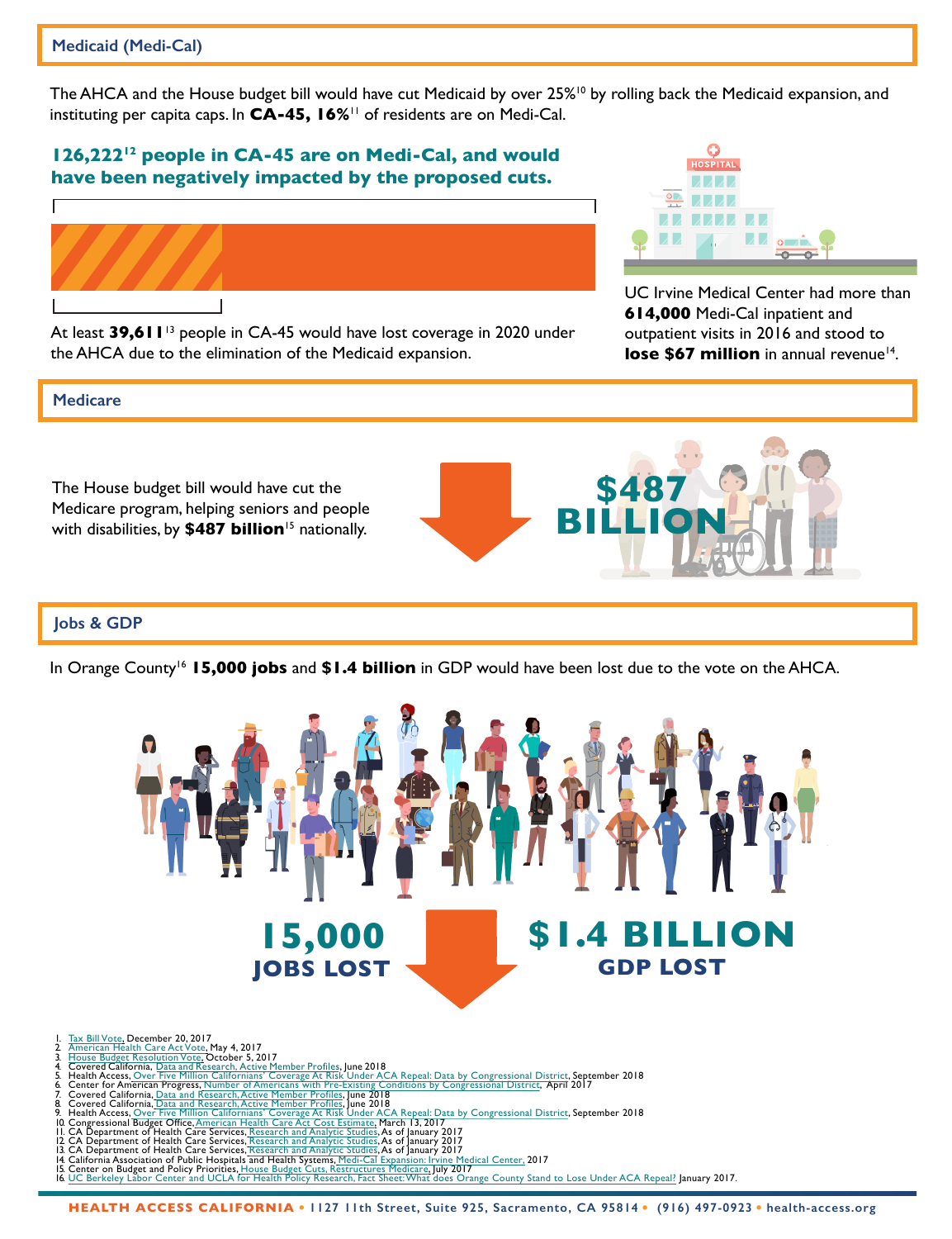## Medicaid (Medi-Cal)

The AHCA and the House budget bill would have cut Medicaid by over 25%[10] by rolling back the Medicaid expansion, and instituting per capita caps. In **CA-45, 16%**[11] of residents are on Medi-Cal.

### 126,222[12] people in CA-45 are on Medi-Cal, and would have been negatively impacted by the proposed cuts.

At least **39,611**[13] people in CA-45 would have lost coverage in 2020 under the AHCA due to the elimination of the Medicaid expansion.

HOSPITAL

UC Irvine Medical Center had more than **614,000** Medi-Cal inpatient and outpatient visits in 2016 and stood to **lose $67 million** in annual revenue[14].

## Medicare

The House budget bill would have cut the Medicare program, helping seniors and people with disabilities, by **$487 billion**[15] nationally.

**$487 BILLION**

## Jobs & GDP

In Orange County[16] **15,000 jobs** and **$1.4 billion** in GDP would have been lost due to the vote on the AHCA.

**15,000**
**JOBS LOST**

**$1.4 BILLION**
**GDP LOST**

1. Tax Bill Vote, December 20, 2017
2. American Health Care Act Vote, May 4, 2017
3. House Budget Resolution Vote, October 5, 2017
4. Covered California, Data and Research, Active Member Profiles, June 2018
5. Health Access, Over Five Million Californians' Coverage At Risk Under ACA Repeal: Data by Congressional District, September 2018
6. Center for American Progress, Number of Americans with Pre-Existing Conditions by Congressional District, April 2017
7. Covered California, Data and Research, Active Member Profiles, June 2018
8. Covered California, Data and Research, Active Member Profiles, June 2018
9. Health Access, Over Five Million Californians' Coverage At Risk Under ACA Repeal: Data by Congressional District, September 2018
10. Congressional Budget Office, American Health Care Act Cost Estimate, March 13, 2017
11. CA Department of Health Care Services, Research and Analytic Studies, As of January 2017
12. CA Department of Health Care Services, Research and Analytic Studies, As of January 2017
13. CA Department of Health Care Services, Research and Analytic Studies, As of January 2017
14. California Association of Public Hospitals and Health Systems, Medi-Cal Expansion: Irvine Medical Center, 2017
15. Center on Budget and Policy Priorities, House Budget Cuts, Restructures Medicare, July 2017
16. UC Berkeley Labor Center and UCLA for Health Policy Research, Fact Sheet: What does Orange County Stand to Lose Under ACA Repeal? January 2017.

**HEALTH ACCESS CALIFORNIA** • 1127 11th Street, Suite 925, Sacramento, CA 95814 • (916) 497-0923 • health-access.org